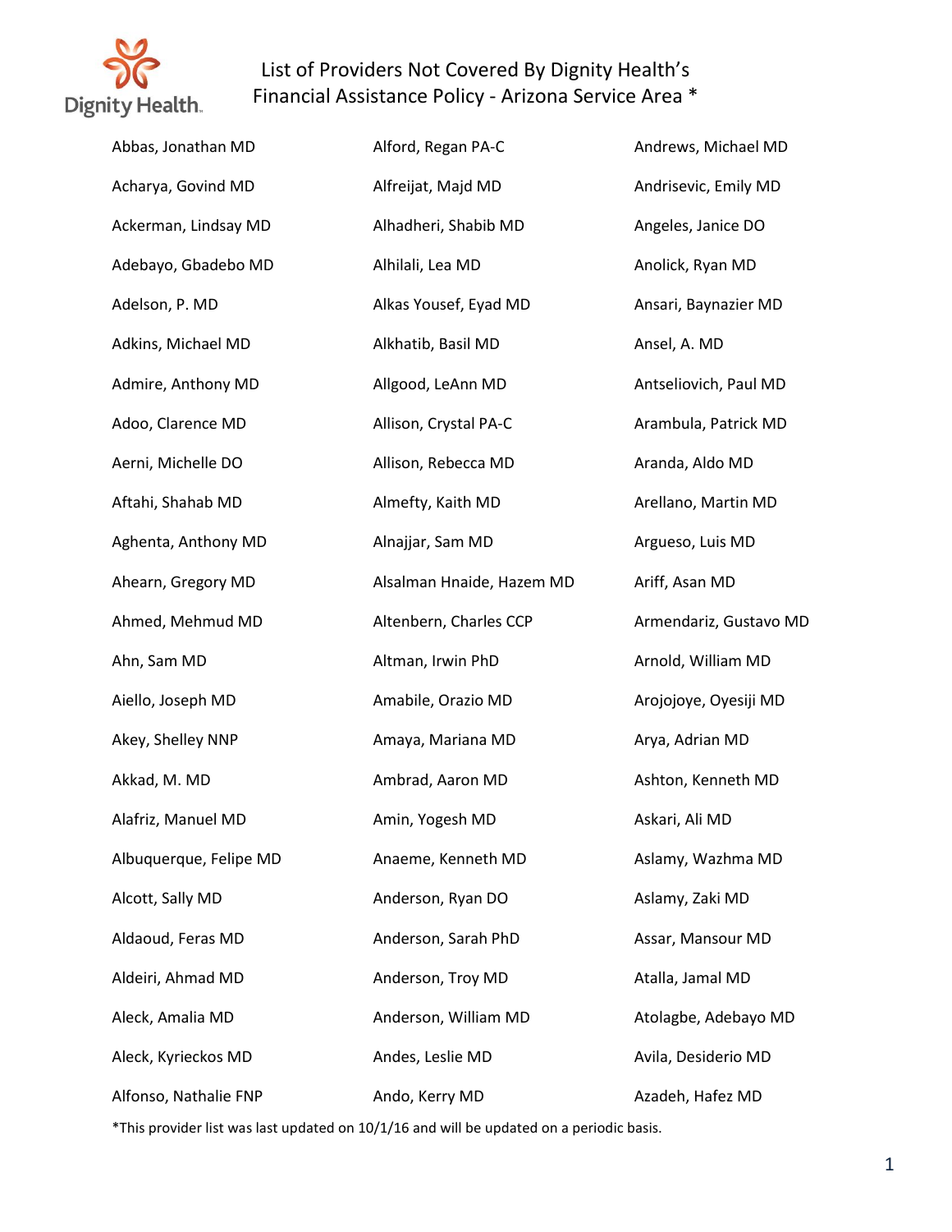# List of Providers Not Covered By Dignity Health's Financial Assistance Policy - Arizona Service Area *

Abbas, Jonathan MD
Acharya, Govind MD
Ackerman, Lindsay MD
Adebayo, Gbadebo MD
Adelson, P. MD
Adkins, Michael MD
Admire, Anthony MD
Adoo, Clarence MD
Aerni, Michelle DO
Aftahi, Shahab MD
Aghenta, Anthony MD
Ahearn, Gregory MD
Ahmed, Mehmud MD
Ahn, Sam MD
Aiello, Joseph MD
Akey, Shelley NNP
Akkad, M. MD
Alafriz, Manuel MD
Albuquerque, Felipe MD
Alcott, Sally MD
Aldaoud, Feras MD
Aldeiri, Ahmad MD
Aleck, Amalia MD
Aleck, Kyrieckos MD
Alfonso, Nathalie FNP
Alford, Regan PA-C
Alfreijat, Majd MD
Alhadheri, Shabib MD
Alhilali, Lea MD
Alkas Yousef, Eyad MD
Alkhatib, Basil MD
Allgood, LeAnn MD
Allison, Crystal PA-C
Allison, Rebecca MD
Almefty, Kaith MD
Alnajjar, Sam MD
Alsalman Hnaide, Hazem MD
Altenbern, Charles CCP
Altman, Irwin PhD
Amabile, Orazio MD
Amaya, Mariana MD
Ambrad, Aaron MD
Amin, Yogesh MD
Anaeme, Kenneth MD
Anderson, Ryan DO
Anderson, Sarah PhD
Anderson, Troy MD
Anderson, William MD
Andes, Leslie MD
Ando, Kerry MD
Andrews, Michael MD
Andrisevic, Emily MD
Angeles, Janice DO
Anolick, Ryan MD
Ansari, Baynazier MD
Ansel, A. MD
Antseliovich, Paul MD
Arambula, Patrick MD
Aranda, Aldo MD
Arellano, Martin MD
Argueso, Luis MD
Ariff, Asan MD
Armendariz, Gustavo MD
Arnold, William MD
Arojojoye, Oyesiji MD
Arya, Adrian MD
Ashton, Kenneth MD
Askari, Ali MD
Aslamy, Wazhma MD
Aslamy, Zaki MD
Assar, Mansour MD
Atalla, Jamal MD
Atolagbe, Adebayo MD
Avila, Desiderio MD
Azadeh, Hafez MD

*This provider list was last updated on 10/1/16 and will be updated on a periodic basis.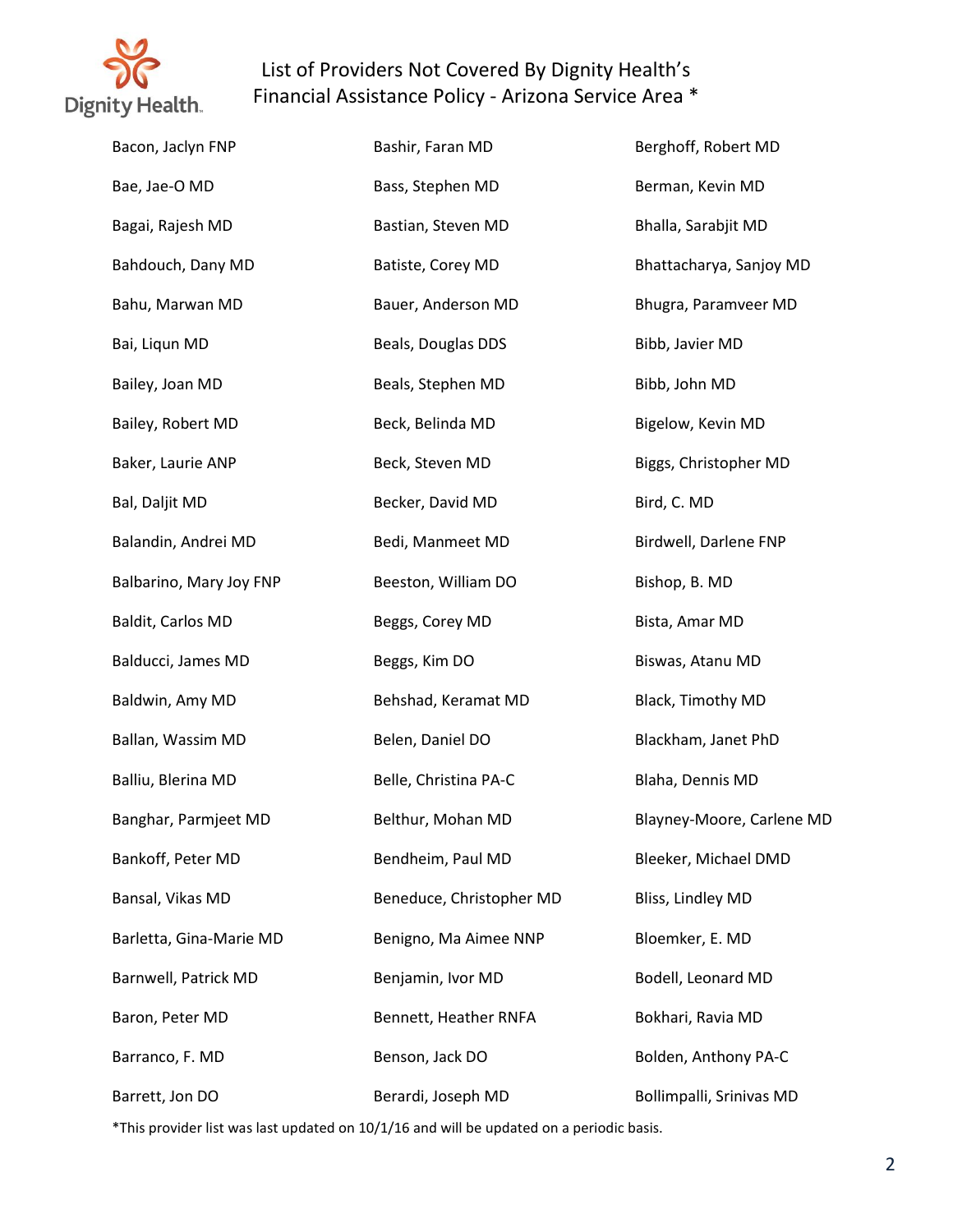List of Providers Not Covered By Dignity Health's Financial Assistance Policy - Arizona Service Area *

Bacon, Jaclyn FNP
Bae, Jae-O MD
Bagai, Rajesh MD
Bahdouch, Dany MD
Bahu, Marwan MD
Bai, Liqun MD
Bailey, Joan MD
Bailey, Robert MD
Baker, Laurie ANP
Bal, Daljit MD
Balandin, Andrei MD
Balbarino, Mary Joy FNP
Baldit, Carlos MD
Balducci, James MD
Baldwin, Amy MD
Ballan, Wassim MD
Balliu, Blerina MD
Banghar, Parmjeet MD
Bankoff, Peter MD
Bansal, Vikas MD
Barletta, Gina-Marie MD
Barnwell, Patrick MD
Baron, Peter MD
Barranco, F. MD
Barrett, Jon DO
Bashir, Faran MD
Bass, Stephen MD
Bastian, Steven MD
Batiste, Corey MD
Bauer, Anderson MD
Beals, Douglas DDS
Beals, Stephen MD
Beck, Belinda MD
Beck, Steven MD
Becker, David MD
Bedi, Manmeet MD
Beeston, William DO
Beggs, Corey MD
Beggs, Kim DO
Behshad, Keramat MD
Belen, Daniel DO
Belle, Christina PA-C
Belthur, Mohan MD
Bendheim, Paul MD
Beneduce, Christopher MD
Benigno, Ma Aimee NNP
Benjamin, Ivor MD
Bennett, Heather RNFA
Benson, Jack DO
Berardi, Joseph MD
Berghoff, Robert MD
Berman, Kevin MD
Bhalla, Sarabjit MD
Bhattacharya, Sanjoy MD
Bhugra, Paramveer MD
Bibb, Javier MD
Bibb, John MD
Bigelow, Kevin MD
Biggs, Christopher MD
Bird, C. MD
Birdwell, Darlene FNP
Bishop, B. MD
Bista, Amar MD
Biswas, Atanu MD
Black, Timothy MD
Blackham, Janet PhD
Blaha, Dennis MD
Blayney-Moore, Carlene MD
Bleeker, Michael DMD
Bliss, Lindley MD
Bloemker, E. MD
Bodell, Leonard MD
Bokhari, Ravia MD
Bolden, Anthony PA-C
Bollimpalli, Srinivas MD

*This provider list was last updated on 10/1/16 and will be updated on a periodic basis.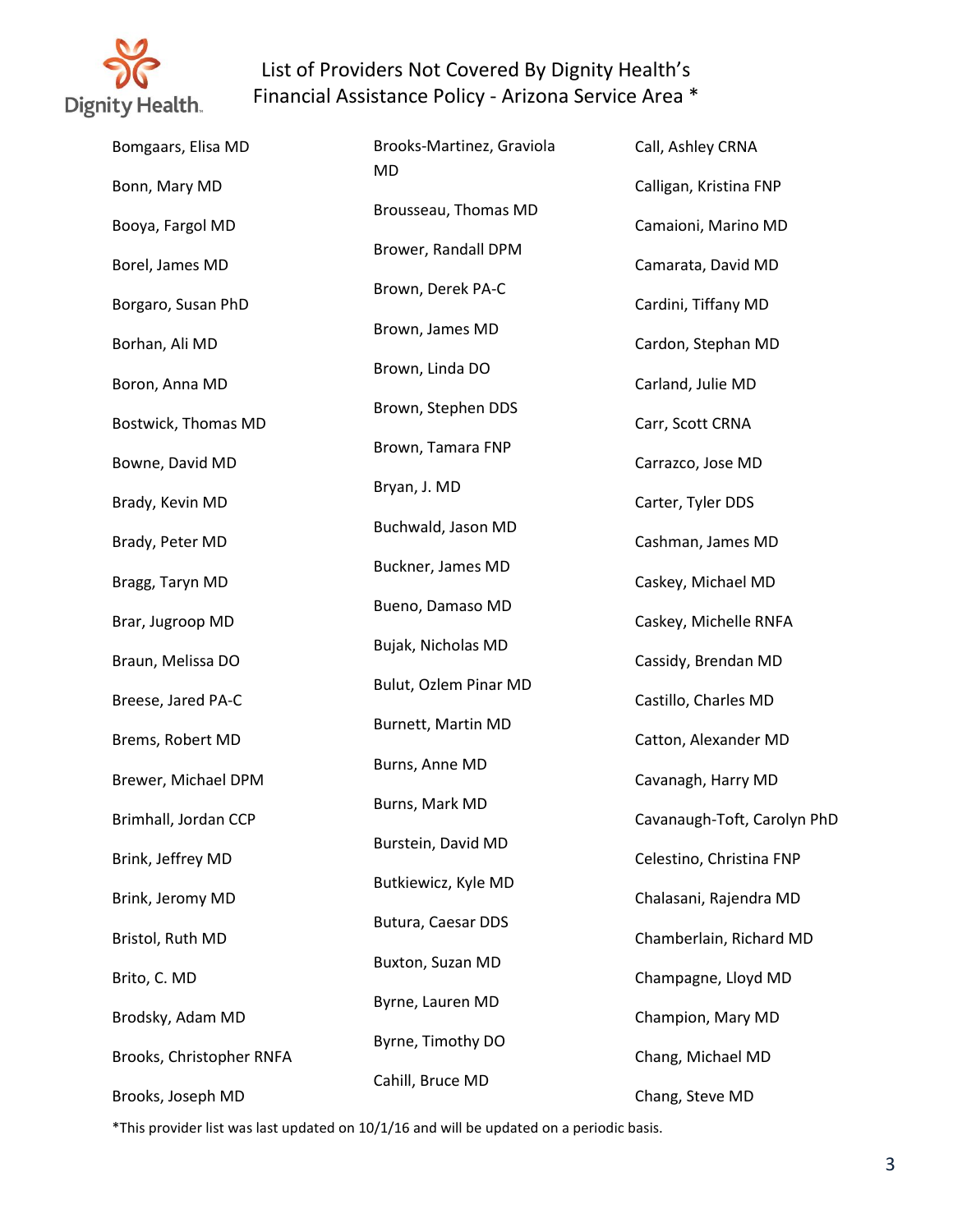# List of Providers Not Covered By Dignity Health's Financial Assistance Policy - Arizona Service Area *

Bomgaars, Elisa MD

Bonn, Mary MD

Booya, Fargol MD

Borel, James MD

Borgaro, Susan PhD

Borhan, Ali MD

Boron, Anna MD

Bostwick, Thomas MD

Bowne, David MD

Brady, Kevin MD

Brady, Peter MD

Bragg, Taryn MD

Brar, Jugroop MD

Braun, Melissa DO

Breese, Jared PA-C

Brems, Robert MD

Brewer, Michael DPM

Brimhall, Jordan CCP

Brink, Jeffrey MD

Brink, Jeromy MD

Bristol, Ruth MD

Brito, C. MD

Brodsky, Adam MD

Brooks, Christopher RNFA

Brooks, Joseph MD

Brooks-Martinez, Graviola MD

Brousseau, Thomas MD

Brower, Randall DPM

Brown, Derek PA-C

Brown, James MD

Brown, Linda DO

Brown, Stephen DDS

Brown, Tamara FNP

Bryan, J. MD

Buchwald, Jason MD

Buckner, James MD

Bueno, Damaso MD

Bujak, Nicholas MD

Bulut, Ozlem Pinar MD

Burnett, Martin MD

Burns, Anne MD

Burns, Mark MD

Burstein, David MD

Butkiewicz, Kyle MD

Butura, Caesar DDS

Buxton, Suzan MD

Byrne, Lauren MD

Byrne, Timothy DO

Cahill, Bruce MD

Call, Ashley CRNA

Calligan, Kristina FNP

Camaioni, Marino MD

Camarata, David MD

Cardini, Tiffany MD

Cardon, Stephan MD

Carland, Julie MD

Carr, Scott CRNA

Carrazco, Jose MD

Carter, Tyler DDS

Cashman, James MD

Caskey, Michael MD

Caskey, Michelle RNFA

Cassidy, Brendan MD

Castillo, Charles MD

Catton, Alexander MD

Cavanagh, Harry MD

Cavanaugh-Toft, Carolyn PhD

Celestino, Christina FNP

Chalasani, Rajendra MD

Chamberlain, Richard MD

Champagne, Lloyd MD

Champion, Mary MD

Chang, Michael MD

Chang, Steve MD

*This provider list was last updated on 10/1/16 and will be updated on a periodic basis.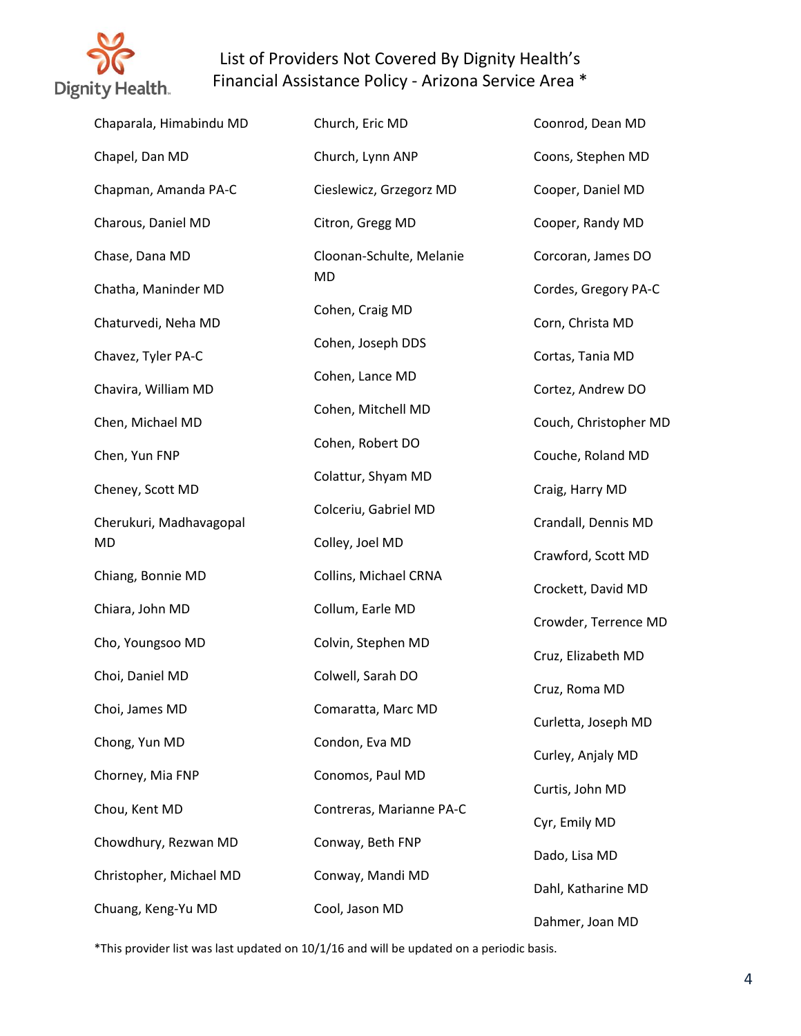# List of Providers Not Covered By Dignity Health's Financial Assistance Policy - Arizona Service Area *

Chaparala, Himabindu MD

Chapel, Dan MD

Chapman, Amanda PA-C

Charous, Daniel MD

Chase, Dana MD

Chatha, Maninder MD

Chaturvedi, Neha MD

Chavez, Tyler PA-C

Chavira, William MD

Chen, Michael MD

Chen, Yun FNP

Cheney, Scott MD

Cherukuri, Madhavagopal MD

Chiang, Bonnie MD

Chiara, John MD

Cho, Youngsoo MD

Choi, Daniel MD

Choi, James MD

Chong, Yun MD

Chorney, Mia FNP

Chou, Kent MD

Chowdhury, Rezwan MD

Christopher, Michael MD

Chuang, Keng-Yu MD

Church, Eric MD

Church, Lynn ANP

Cieslewicz, Grzegorz MD

Citron, Gregg MD

Cloonan-Schulte, Melanie MD

Cohen, Craig MD

Cohen, Joseph DDS

Cohen, Lance MD

Cohen, Mitchell MD

Cohen, Robert DO

Colattur, Shyam MD

Colceriu, Gabriel MD

Colley, Joel MD

Collins, Michael CRNA

Collum, Earle MD

Colvin, Stephen MD

Colwell, Sarah DO

Comaratta, Marc MD

Condon, Eva MD

Conomos, Paul MD

Contreras, Marianne PA-C

Conway, Beth FNP

Conway, Mandi MD

Cool, Jason MD

Coonrod, Dean MD

Coons, Stephen MD

Cooper, Daniel MD

Cooper, Randy MD

Corcoran, James DO

Cordes, Gregory PA-C

Corn, Christa MD

Cortas, Tania MD

Cortez, Andrew DO

Couch, Christopher MD

Couche, Roland MD

Craig, Harry MD

Crandall, Dennis MD

Crawford, Scott MD

Crockett, David MD

Crowder, Terrence MD

Cruz, Elizabeth MD

Cruz, Roma MD

Curletta, Joseph MD

Curley, Anjaly MD

Curtis, John MD

Cyr, Emily MD

Dado, Lisa MD

Dahl, Katharine MD

Dahmer, Joan MD

*This provider list was last updated on 10/1/16 and will be updated on a periodic basis.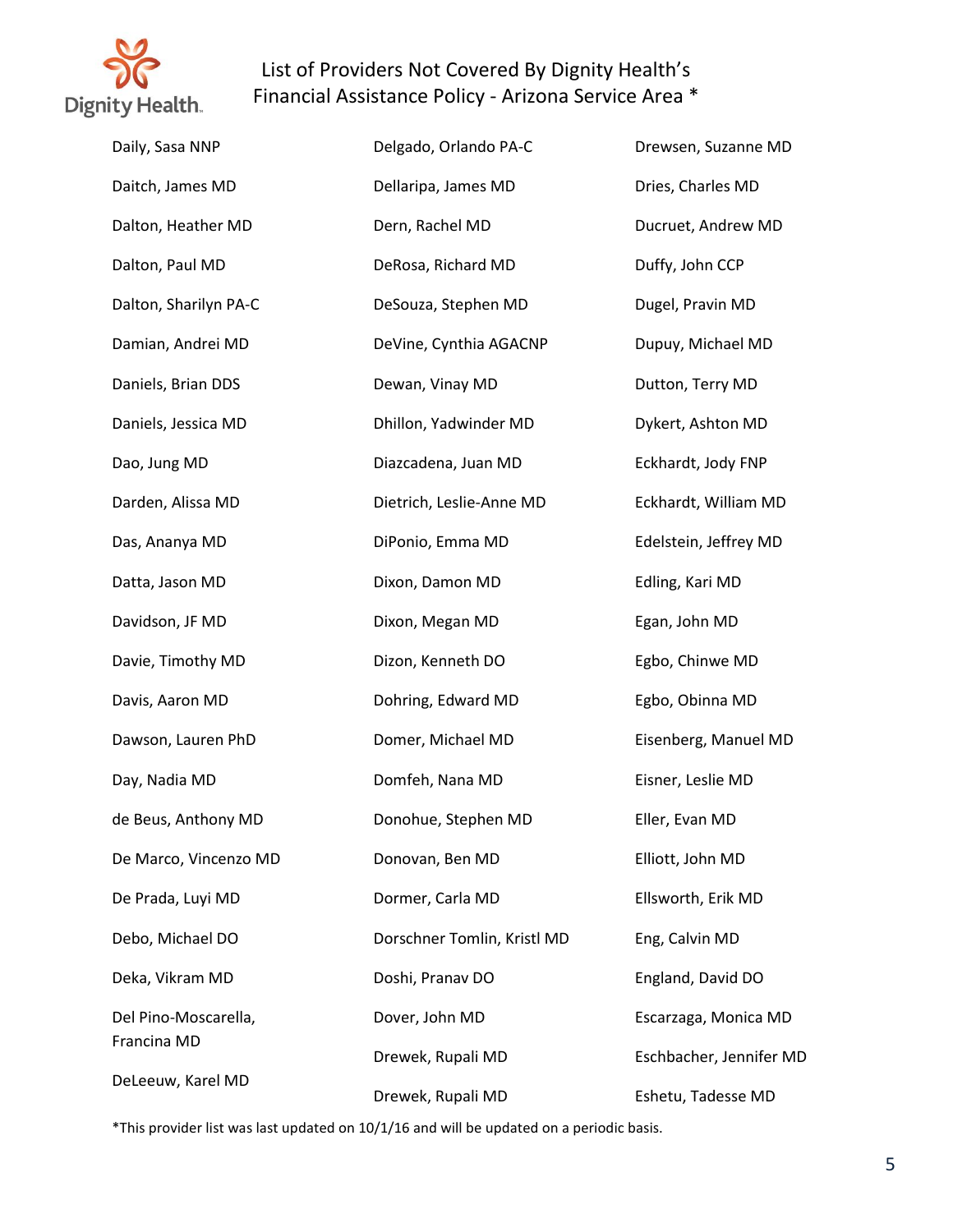# List of Providers Not Covered By Dignity Health's Financial Assistance Policy - Arizona Service Area *

Daily, Sasa NNP
Daitch, James MD
Dalton, Heather MD
Dalton, Paul MD
Dalton, Sharilyn PA-C
Damian, Andrei MD
Daniels, Brian DDS
Daniels, Jessica MD
Dao, Jung MD
Darden, Alissa MD
Das, Ananya MD
Datta, Jason MD
Davidson, JF MD
Davie, Timothy MD
Davis, Aaron MD
Dawson, Lauren PhD
Day, Nadia MD
de Beus, Anthony MD
De Marco, Vincenzo MD
De Prada, Luyi MD
Debo, Michael DO
Deka, Vikram MD
Del Pino-Moscarella, Francina MD
DeLeeuw, Karel MD
Delgado, Orlando PA-C
Dellaripa, James MD
Dern, Rachel MD
DeRosa, Richard MD
DeSouza, Stephen MD
DeVine, Cynthia AGACNP
Dewan, Vinay MD
Dhillon, Yadwinder MD
Diazcadena, Juan MD
Dietrich, Leslie-Anne MD
DiPonio, Emma MD
Dixon, Damon MD
Dixon, Megan MD
Dizon, Kenneth DO
Dohring, Edward MD
Domer, Michael MD
Domfeh, Nana MD
Donohue, Stephen MD
Donovan, Ben MD
Dormer, Carla MD
Dorschner Tomlin, Kristl MD
Doshi, Pranav DO
Dover, John MD
Drewek, Rupali MD
Drewek, Rupali MD
Drewsen, Suzanne MD
Dries, Charles MD
Ducruet, Andrew MD
Duffy, John CCP
Dugel, Pravin MD
Dupuy, Michael MD
Dutton, Terry MD
Dykert, Ashton MD
Eckhardt, Jody FNP
Eckhardt, William MD
Edelstein, Jeffrey MD
Edling, Kari MD
Egan, John MD
Egbo, Chinwe MD
Egbo, Obinna MD
Eisenberg, Manuel MD
Eisner, Leslie MD
Eller, Evan MD
Elliott, John MD
Ellsworth, Erik MD
Eng, Calvin MD
England, David DO
Escarzaga, Monica MD
Eschbacher, Jennifer MD
Eshetu, Tadesse MD

*This provider list was last updated on 10/1/16 and will be updated on a periodic basis.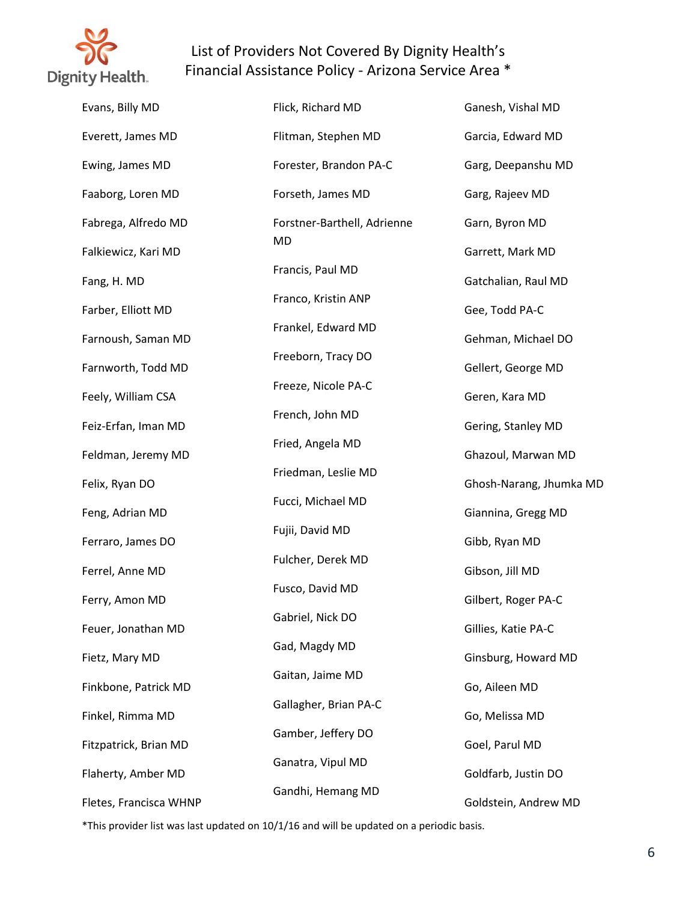# List of Providers Not Covered By Dignity Health's Financial Assistance Policy - Arizona Service Area *

Evans, Billy MD

Everett, James MD

Ewing, James MD

Faaborg, Loren MD

Fabrega, Alfredo MD

Falkiewicz, Kari MD

Fang, H. MD

Farber, Elliott MD

Farnoush, Saman MD

Farnworth, Todd MD

Feely, William CSA

Feiz-Erfan, Iman MD

Feldman, Jeremy MD

Felix, Ryan DO

Feng, Adrian MD

Ferraro, James DO

Ferrel, Anne MD

Ferry, Amon MD

Feuer, Jonathan MD

Fietz, Mary MD

Finkbone, Patrick MD

Finkel, Rimma MD

Fitzpatrick, Brian MD

Flaherty, Amber MD

Fletes, Francisca WHNP

Flick, Richard MD

Flitman, Stephen MD

Forester, Brandon PA-C

Forseth, James MD

Forstner-Barthell, Adrienne MD

Francis, Paul MD

Franco, Kristin ANP

Frankel, Edward MD

Freeborn, Tracy DO

Freeze, Nicole PA-C

French, John MD

Fried, Angela MD

Friedman, Leslie MD

Fucci, Michael MD

Fujii, David MD

Fulcher, Derek MD

Fusco, David MD

Gabriel, Nick DO

Gad, Magdy MD

Gaitan, Jaime MD

Gallagher, Brian PA-C

Gamber, Jeffery DO

Ganatra, Vipul MD

Gandhi, Hemang MD

Ganesh, Vishal MD

Garcia, Edward MD

Garg, Deepanshu MD

Garg, Rajeev MD

Garn, Byron MD

Garrett, Mark MD

Gatchalian, Raul MD

Gee, Todd PA-C

Gehman, Michael DO

Gellert, George MD

Geren, Kara MD

Gering, Stanley MD

Ghazoul, Marwan MD

Ghosh-Narang, Jhumka MD

Giannina, Gregg MD

Gibb, Ryan MD

Gibson, Jill MD

Gilbert, Roger PA-C

Gillies, Katie PA-C

Ginsburg, Howard MD

Go, Aileen MD

Go, Melissa MD

Goel, Parul MD

Goldfarb, Justin DO

Goldstein, Andrew MD

*This provider list was last updated on 10/1/16 and will be updated on a periodic basis.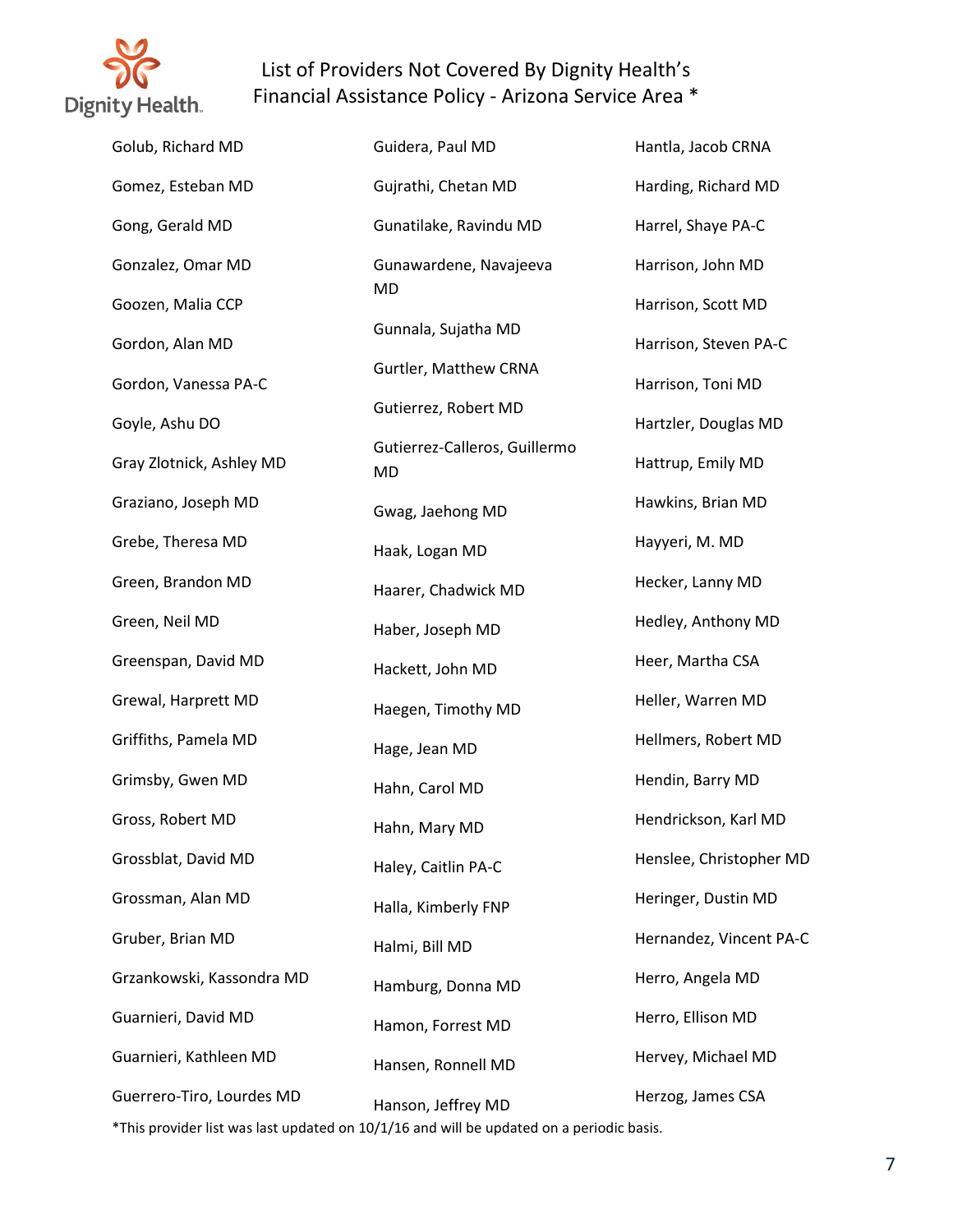List of Providers Not Covered By Dignity Health's Financial Assistance Policy - Arizona Service Area *

Golub, Richard MD

Gomez, Esteban MD

Gong, Gerald MD

Gonzalez, Omar MD

Goozen, Malia CCP

Gordon, Alan MD

Gordon, Vanessa PA-C

Goyle, Ashu DO

Gray Zlotnick, Ashley MD

Graziano, Joseph MD

Grebe, Theresa MD

Green, Brandon MD

Green, Neil MD

Greenspan, David MD

Grewal, Harprett MD

Griffiths, Pamela MD

Grimsby, Gwen MD

Gross, Robert MD

Grossblat, David MD

Grossman, Alan MD

Gruber, Brian MD

Grzankowski, Kassondra MD

Guarnieri, David MD

Guarnieri, Kathleen MD

Guerrero-Tiro, Lourdes MD

Guidera, Paul MD

Gujrathi, Chetan MD

Gunatilake, Ravindu MD

Gunawardene, Navajeeva MD

Gunnala, Sujatha MD

Gurtler, Matthew CRNA

Gutierrez, Robert MD

Gutierrez-Calleros, Guillermo MD

Gwag, Jaehong MD

Haak, Logan MD

Haarer, Chadwick MD

Haber, Joseph MD

Hackett, John MD

Haegen, Timothy MD

Hage, Jean MD

Hahn, Carol MD

Hahn, Mary MD

Haley, Caitlin PA-C

Halla, Kimberly FNP

Halmi, Bill MD

Hamburg, Donna MD

Hamon, Forrest MD

Hansen, Ronnell MD

Hanson, Jeffrey MD

Hantla, Jacob CRNA

Harding, Richard MD

Harrel, Shaye PA-C

Harrison, John MD

Harrison, Scott MD

Harrison, Steven PA-C

Harrison, Toni MD

Hartzler, Douglas MD

Hattrup, Emily MD

Hawkins, Brian MD

Hayyeri, M. MD

Hecker, Lanny MD

Hedley, Anthony MD

Heer, Martha CSA

Heller, Warren MD

Hellmers, Robert MD

Hendin, Barry MD

Hendrickson, Karl MD

Henslee, Christopher MD

Heringer, Dustin MD

Hernandez, Vincent PA-C

Herro, Angela MD

Herro, Ellison MD

Hervey, Michael MD

Herzog, James CSA

*This provider list was last updated on 10/1/16 and will be updated on a periodic basis.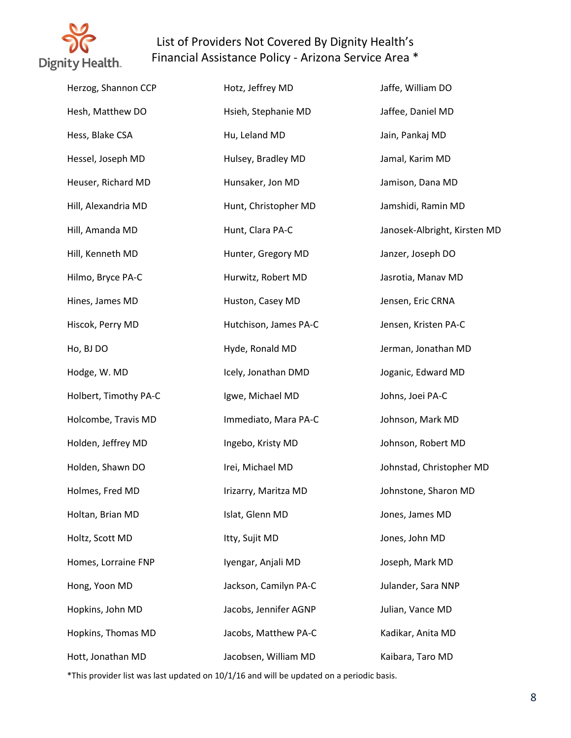# List of Providers Not Covered By Dignity Health's Financial Assistance Policy - Arizona Service Area *

Herzog, Shannon CCP
Hesh, Matthew DO
Hess, Blake CSA
Hessel, Joseph MD
Heuser, Richard MD
Hill, Alexandria MD
Hill, Amanda MD
Hill, Kenneth MD
Hilmo, Bryce PA-C
Hines, James MD
Hiscok, Perry MD
Ho, BJ DO
Hodge, W. MD
Holbert, Timothy PA-C
Holcombe, Travis MD
Holden, Jeffrey MD
Holden, Shawn DO
Holmes, Fred MD
Holtan, Brian MD
Holtz, Scott MD
Homes, Lorraine FNP
Hong, Yoon MD
Hopkins, John MD
Hopkins, Thomas MD
Hott, Jonathan MD
Hotz, Jeffrey MD
Hsieh, Stephanie MD
Hu, Leland MD
Hulsey, Bradley MD
Hunsaker, Jon MD
Hunt, Christopher MD
Hunt, Clara PA-C
Hunter, Gregory MD
Hurwitz, Robert MD
Huston, Casey MD
Hutchison, James PA-C
Hyde, Ronald MD
Icely, Jonathan DMD
Igwe, Michael MD
Immediato, Mara PA-C
Ingebo, Kristy MD
Irei, Michael MD
Irizarry, Maritza MD
Islat, Glenn MD
Itty, Sujit MD
Iyengar, Anjali MD
Jackson, Camilyn PA-C
Jacobs, Jennifer AGNP
Jacobs, Matthew PA-C
Jacobsen, William MD
Jaffe, William DO
Jaffee, Daniel MD
Jain, Pankaj MD
Jamal, Karim MD
Jamison, Dana MD
Jamshidi, Ramin MD
Janosek-Albright, Kirsten MD
Janzer, Joseph DO
Jasrotia, Manav MD
Jensen, Eric CRNA
Jensen, Kristen PA-C
Jerman, Jonathan MD
Joganic, Edward MD
Johns, Joei PA-C
Johnson, Mark MD
Johnson, Robert MD
Johnstad, Christopher MD
Johnstone, Sharon MD
Jones, James MD
Jones, John MD
Joseph, Mark MD
Julander, Sara NNP
Julian, Vance MD
Kadikar, Anita MD
Kaibara, Taro MD

*This provider list was last updated on 10/1/16 and will be updated on a periodic basis.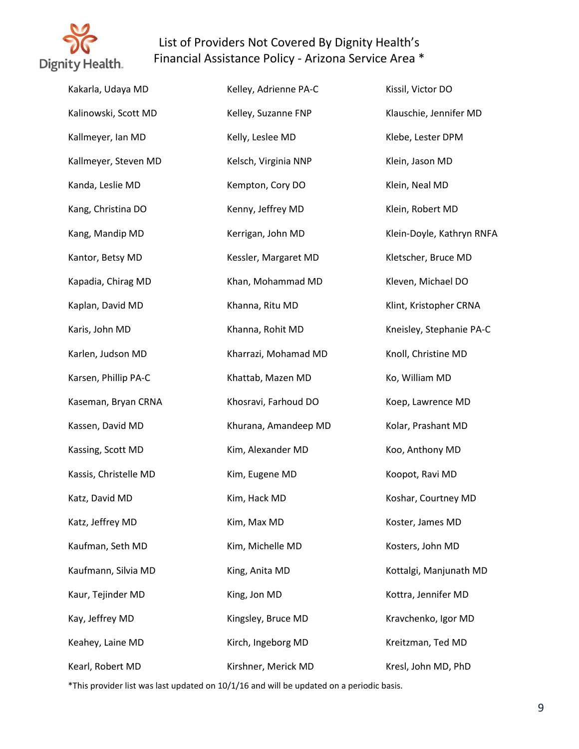# List of Providers Not Covered By Dignity Health's Financial Assistance Policy - Arizona Service Area *

Kakarla, Udaya MD
Kalinowski, Scott MD
Kallmeyer, Ian MD
Kallmeyer, Steven MD
Kanda, Leslie MD
Kang, Christina DO
Kang, Mandip MD
Kantor, Betsy MD
Kapadia, Chirag MD
Kaplan, David MD
Karis, John MD
Karlen, Judson MD
Karsen, Phillip PA-C
Kaseman, Bryan CRNA
Kassen, David MD
Kassing, Scott MD
Kassis, Christelle MD
Katz, David MD
Katz, Jeffrey MD
Kaufman, Seth MD
Kaufmann, Silvia MD
Kaur, Tejinder MD
Kay, Jeffrey MD
Keahey, Laine MD
Kearl, Robert MD

Kelley, Adrienne PA-C
Kelley, Suzanne FNP
Kelly, Leslee MD
Kelsch, Virginia NNP
Kempton, Cory DO
Kenny, Jeffrey MD
Kerrigan, John MD
Kessler, Margaret MD
Khan, Mohammad MD
Khanna, Ritu MD
Khanna, Rohit MD
Kharrazi, Mohamad MD
Khattab, Mazen MD
Khosravi, Farhoud DO
Khurana, Amandeep MD
Kim, Alexander MD
Kim, Eugene MD
Kim, Hack MD
Kim, Max MD
Kim, Michelle MD
King, Anita MD
King, Jon MD
Kingsley, Bruce MD
Kirch, Ingeborg MD
Kirshner, Merick MD

Kissil, Victor DO
Klauschie, Jennifer MD
Klebe, Lester DPM
Klein, Jason MD
Klein, Neal MD
Klein, Robert MD
Klein-Doyle, Kathryn RNFA
Kletscher, Bruce MD
Kleven, Michael DO
Klint, Kristopher CRNA
Kneisley, Stephanie PA-C
Knoll, Christine MD
Ko, William MD
Koep, Lawrence MD
Kolar, Prashant MD
Koo, Anthony MD
Koopot, Ravi MD
Koshar, Courtney MD
Koster, James MD
Kosters, John MD
Kottalgi, Manjunath MD
Kottra, Jennifer MD
Kravchenko, Igor MD
Kreitzman, Ted MD
Kresl, John MD, PhD

*This provider list was last updated on 10/1/16 and will be updated on a periodic basis.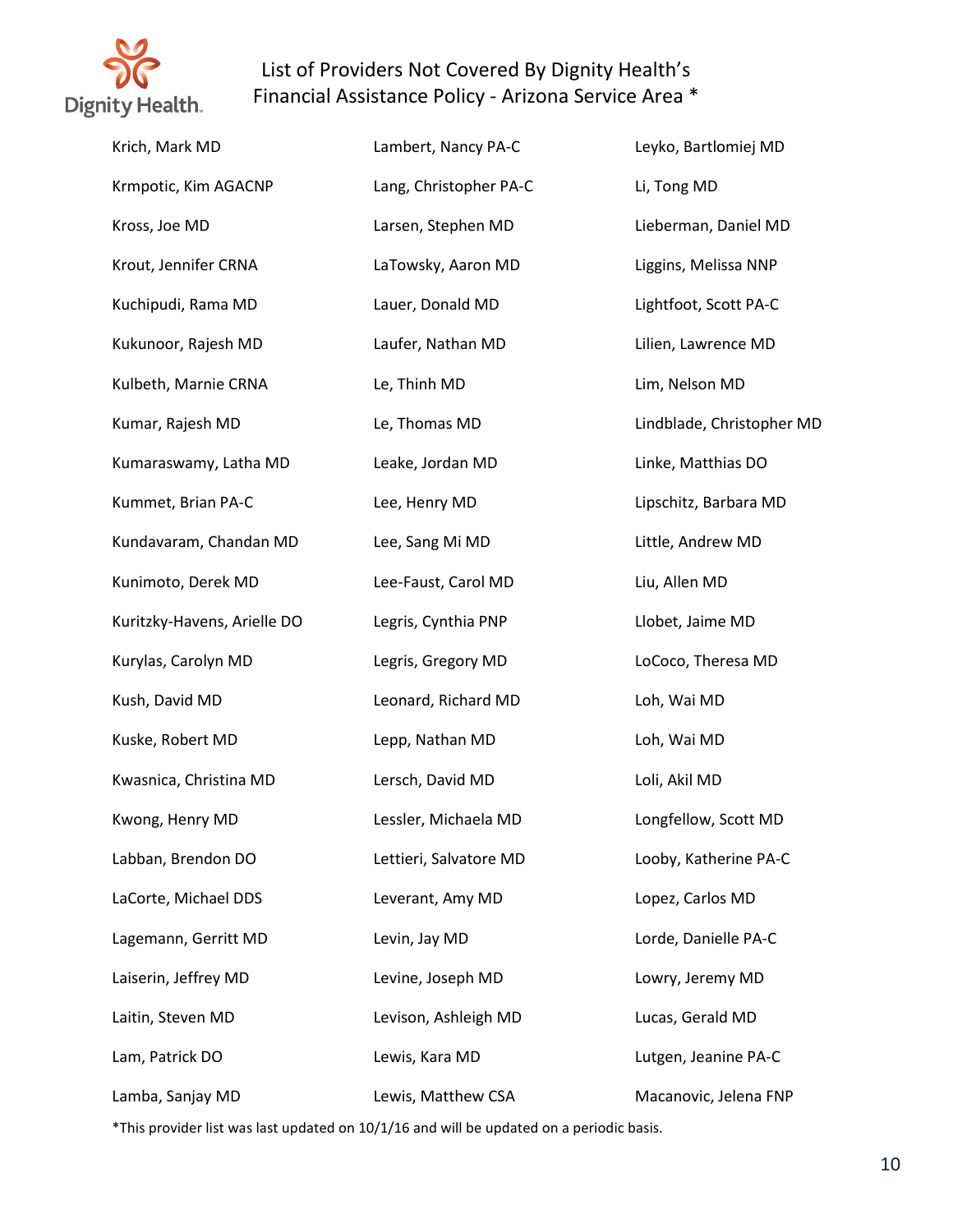# List of Providers Not Covered By Dignity Health's Financial Assistance Policy - Arizona Service Area *

Krich, Mark MD
Krmpotic, Kim AGACNP
Kross, Joe MD
Krout, Jennifer CRNA
Kuchipudi, Rama MD
Kukunoor, Rajesh MD
Kulbeth, Marnie CRNA
Kumar, Rajesh MD
Kumaraswamy, Latha MD
Kummet, Brian PA-C
Kundavaram, Chandan MD
Kunimoto, Derek MD
Kuritzky-Havens, Arielle DO
Kurylas, Carolyn MD
Kush, David MD
Kuske, Robert MD
Kwasnica, Christina MD
Kwong, Henry MD
Labban, Brendon DO
LaCorte, Michael DDS
Lagemann, Gerritt MD
Laiserin, Jeffrey MD
Laitin, Steven MD
Lam, Patrick DO
Lamba, Sanjay MD

Lambert, Nancy PA-C
Lang, Christopher PA-C
Larsen, Stephen MD
LaTowsky, Aaron MD
Lauer, Donald MD
Laufer, Nathan MD
Le, Thinh MD
Le, Thomas MD
Leake, Jordan MD
Lee, Henry MD
Lee, Sang Mi MD
Lee-Faust, Carol MD
Legris, Cynthia PNP
Legris, Gregory MD
Leonard, Richard MD
Lepp, Nathan MD
Lersch, David MD
Lessler, Michaela MD
Lettieri, Salvatore MD
Leverant, Amy MD
Levin, Jay MD
Levine, Joseph MD
Levison, Ashleigh MD
Lewis, Kara MD
Lewis, Matthew CSA

Leyko, Bartlomiej MD
Li, Tong MD
Lieberman, Daniel MD
Liggins, Melissa NNP
Lightfoot, Scott PA-C
Lilien, Lawrence MD
Lim, Nelson MD
Lindblade, Christopher MD
Linke, Matthias DO
Lipschitz, Barbara MD
Little, Andrew MD
Liu, Allen MD
Llobet, Jaime MD
LoCoco, Theresa MD
Loh, Wai MD
Loh, Wai MD
Loli, Akil MD
Longfellow, Scott MD
Looby, Katherine PA-C
Lopez, Carlos MD
Lorde, Danielle PA-C
Lowry, Jeremy MD
Lucas, Gerald MD
Lutgen, Jeanine PA-C
Macanovic, Jelena FNP

*This provider list was last updated on 10/1/16 and will be updated on a periodic basis.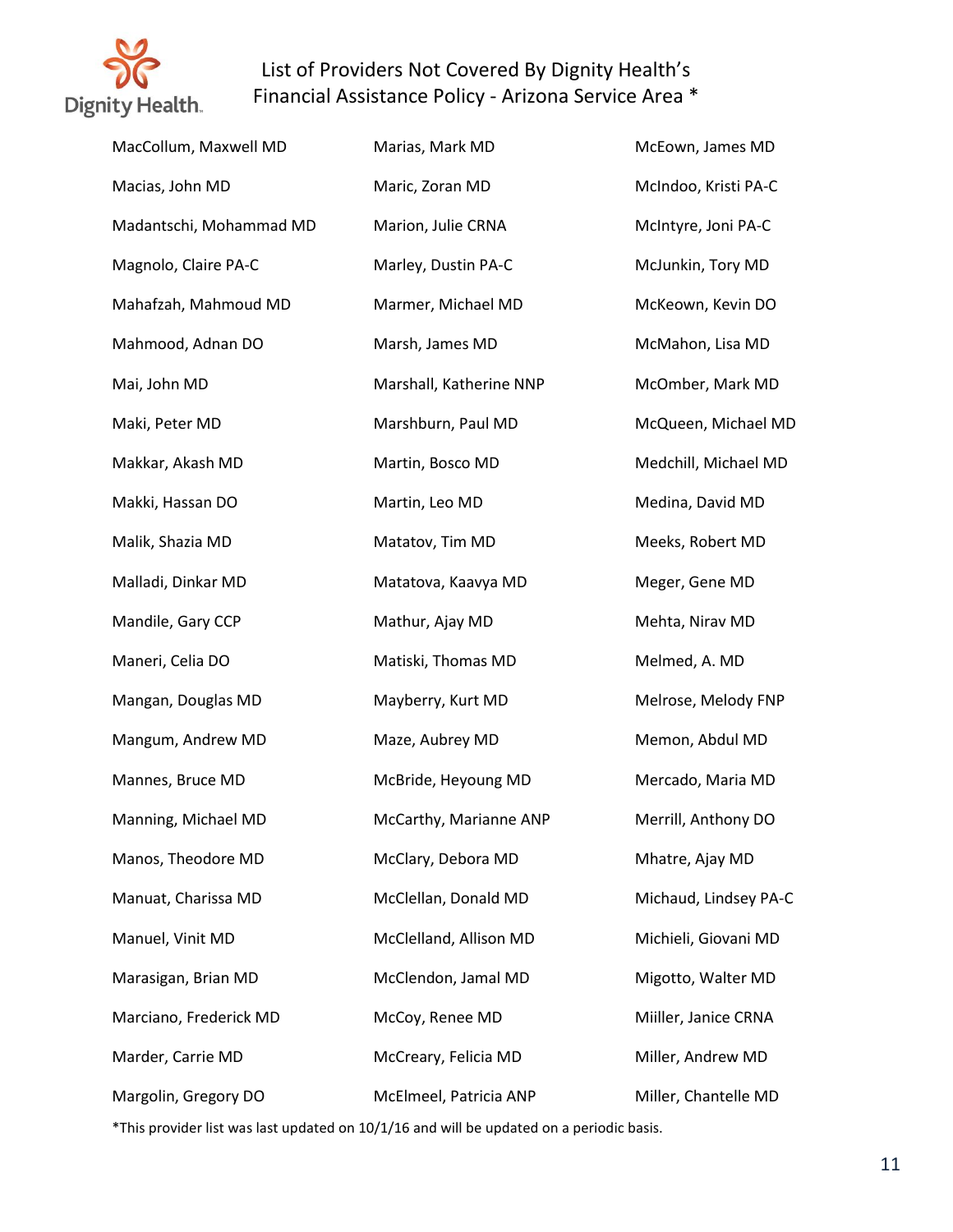# List of Providers Not Covered By Dignity Health's Financial Assistance Policy - Arizona Service Area *

MacCollum, Maxwell MD
Macias, John MD
Madantschi, Mohammad MD
Magnolo, Claire PA-C
Mahafzah, Mahmoud MD
Mahmood, Adnan DO
Mai, John MD
Maki, Peter MD
Makkar, Akash MD
Makki, Hassan DO
Malik, Shazia MD
Malladi, Dinkar MD
Mandile, Gary CCP
Maneri, Celia DO
Mangan, Douglas MD
Mangum, Andrew MD
Mannes, Bruce MD
Manning, Michael MD
Manos, Theodore MD
Manuat, Charissa MD
Manuel, Vinit MD
Marasigan, Brian MD
Marciano, Frederick MD
Marder, Carrie MD
Margolin, Gregory DO
Marias, Mark MD
Maric, Zoran MD
Marion, Julie CRNA
Marley, Dustin PA-C
Marmer, Michael MD
Marsh, James MD
Marshall, Katherine NNP
Marshburn, Paul MD
Martin, Bosco MD
Martin, Leo MD
Matatov, Tim MD
Matatova, Kaavya MD
Mathur, Ajay MD
Matiski, Thomas MD
Mayberry, Kurt MD
Maze, Aubrey MD
McBride, Heyoung MD
McCarthy, Marianne ANP
McClary, Debora MD
McClellan, Donald MD
McClelland, Allison MD
McClendon, Jamal MD
McCoy, Renee MD
McCreary, Felicia MD
McElmeel, Patricia ANP
McEown, James MD
McIndoo, Kristi PA-C
McIntyre, Joni PA-C
McJunkin, Tory MD
McKeown, Kevin DO
McMahon, Lisa MD
McOmber, Mark MD
McQueen, Michael MD
Medchill, Michael MD
Medina, David MD
Meeks, Robert MD
Meger, Gene MD
Mehta, Nirav MD
Melmed, A. MD
Melrose, Melody FNP
Memon, Abdul MD
Mercado, Maria MD
Merrill, Anthony DO
Mhatre, Ajay MD
Michaud, Lindsey PA-C
Michieli, Giovani MD
Migotto, Walter MD
Miiller, Janice CRNA
Miller, Andrew MD
Miller, Chantelle MD

*This provider list was last updated on 10/1/16 and will be updated on a periodic basis.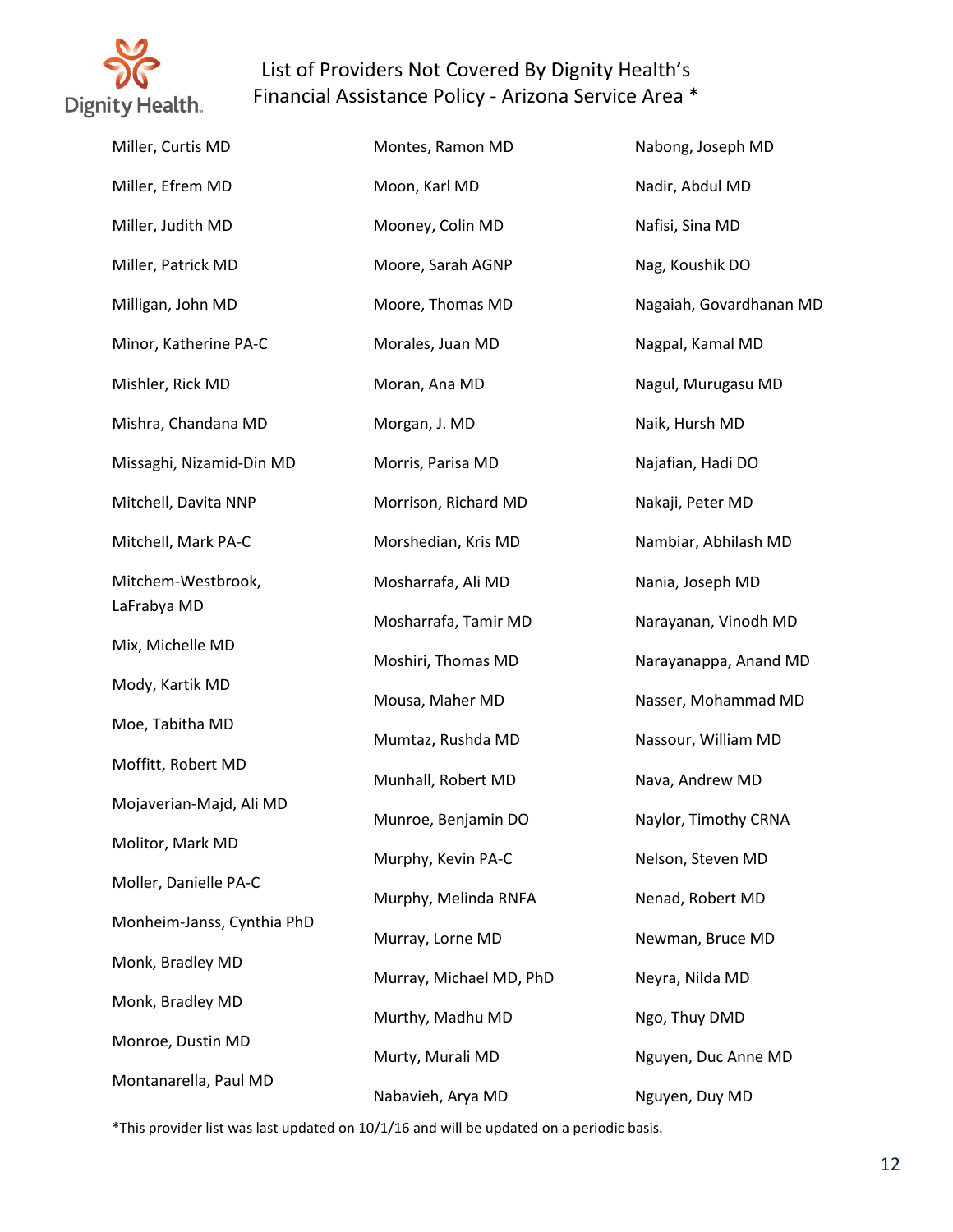# List of Providers Not Covered By Dignity Health's Financial Assistance Policy - Arizona Service Area *

Miller, Curtis MD
Miller, Efrem MD
Miller, Judith MD
Miller, Patrick MD
Milligan, John MD
Minor, Katherine PA-C
Mishler, Rick MD
Mishra, Chandana MD
Missaghi, Nizamid-Din MD
Mitchell, Davita NNP
Mitchell, Mark PA-C
Mitchem-Westbrook, LaFrabya MD
Mix, Michelle MD
Mody, Kartik MD
Moe, Tabitha MD
Moffitt, Robert MD
Mojaverian-Majd, Ali MD
Molitor, Mark MD
Moller, Danielle PA-C
Monheim-Janss, Cynthia PhD
Monk, Bradley MD
Monk, Bradley MD
Monroe, Dustin MD
Montanarella, Paul MD
Montes, Ramon MD
Moon, Karl MD
Mooney, Colin MD
Moore, Sarah AGNP
Moore, Thomas MD
Morales, Juan MD
Moran, Ana MD
Morgan, J. MD
Morris, Parisa MD
Morrison, Richard MD
Morshedian, Kris MD
Mosharrafa, Ali MD
Mosharrafa, Tamir MD
Moshiri, Thomas MD
Mousa, Maher MD
Mumtaz, Rushda MD
Munhall, Robert MD
Munroe, Benjamin DO
Murphy, Kevin PA-C
Murphy, Melinda RNFA
Murray, Lorne MD
Murray, Michael MD, PhD
Murthy, Madhu MD
Murty, Murali MD
Nabavieh, Arya MD
Nabong, Joseph MD
Nadir, Abdul MD
Nafisi, Sina MD
Nag, Koushik DO
Nagaiah, Govardhanan MD
Nagpal, Kamal MD
Nagul, Murugasu MD
Naik, Hursh MD
Najafian, Hadi DO
Nakaji, Peter MD
Nambiar, Abhilash MD
Nania, Joseph MD
Narayanan, Vinodh MD
Narayanappa, Anand MD
Nasser, Mohammad MD
Nassour, William MD
Nava, Andrew MD
Naylor, Timothy CRNA
Nelson, Steven MD
Nenad, Robert MD
Newman, Bruce MD
Neyra, Nilda MD
Ngo, Thuy DMD
Nguyen, Duc Anne MD
Nguyen, Duy MD

*This provider list was last updated on 10/1/16 and will be updated on a periodic basis.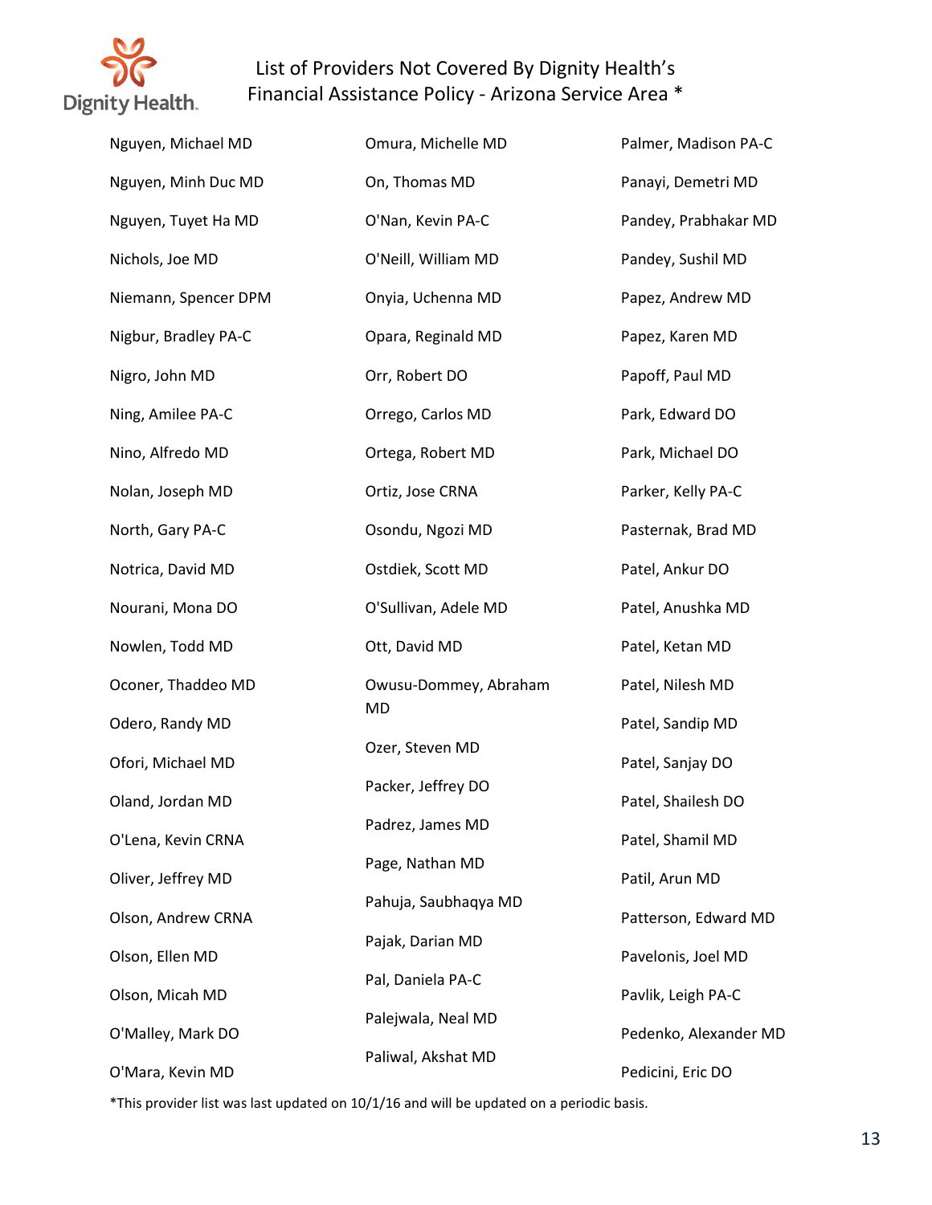# List of Providers Not Covered By Dignity Health's Financial Assistance Policy - Arizona Service Area *

Nguyen, Michael MD
Nguyen, Minh Duc MD
Nguyen, Tuyet Ha MD
Nichols, Joe MD
Niemann, Spencer DPM
Nigbur, Bradley PA-C
Nigro, John MD
Ning, Amilee PA-C
Nino, Alfredo MD
Nolan, Joseph MD
North, Gary PA-C
Notrica, David MD
Nourani, Mona DO
Nowlen, Todd MD
Oconer, Thaddeo MD
Odero, Randy MD
Ofori, Michael MD
Oland, Jordan MD
O'Lena, Kevin CRNA
Oliver, Jeffrey MD
Olson, Andrew CRNA
Olson, Ellen MD
Olson, Micah MD
O'Malley, Mark DO
O'Mara, Kevin MD

Omura, Michelle MD
On, Thomas MD
O'Nan, Kevin PA-C
O'Neill, William MD
Onyia, Uchenna MD
Opara, Reginald MD
Orr, Robert DO
Orrego, Carlos MD
Ortega, Robert MD
Ortiz, Jose CRNA
Osondu, Ngozi MD
Ostdiek, Scott MD
O'Sullivan, Adele MD
Ott, David MD
Owusu-Dommey, Abraham MD
Ozer, Steven MD
Packer, Jeffrey DO
Padrez, James MD
Page, Nathan MD
Pahuja, Saubhaqya MD
Pajak, Darian MD
Pal, Daniela PA-C
Palejwala, Neal MD
Paliwal, Akshat MD

Palmer, Madison PA-C
Panayi, Demetri MD
Pandey, Prabhakar MD
Pandey, Sushil MD
Papez, Andrew MD
Papez, Karen MD
Papoff, Paul MD
Park, Edward DO
Park, Michael DO
Parker, Kelly PA-C
Pasternak, Brad MD
Patel, Ankur DO
Patel, Anushka MD
Patel, Ketan MD
Patel, Nilesh MD
Patel, Sandip MD
Patel, Sanjay DO
Patel, Shailesh DO
Patel, Shamil MD
Patil, Arun MD
Patterson, Edward MD
Pavelonis, Joel MD
Pavlik, Leigh PA-C
Pedenko, Alexander MD
Pedicini, Eric DO

*This provider list was last updated on 10/1/16 and will be updated on a periodic basis.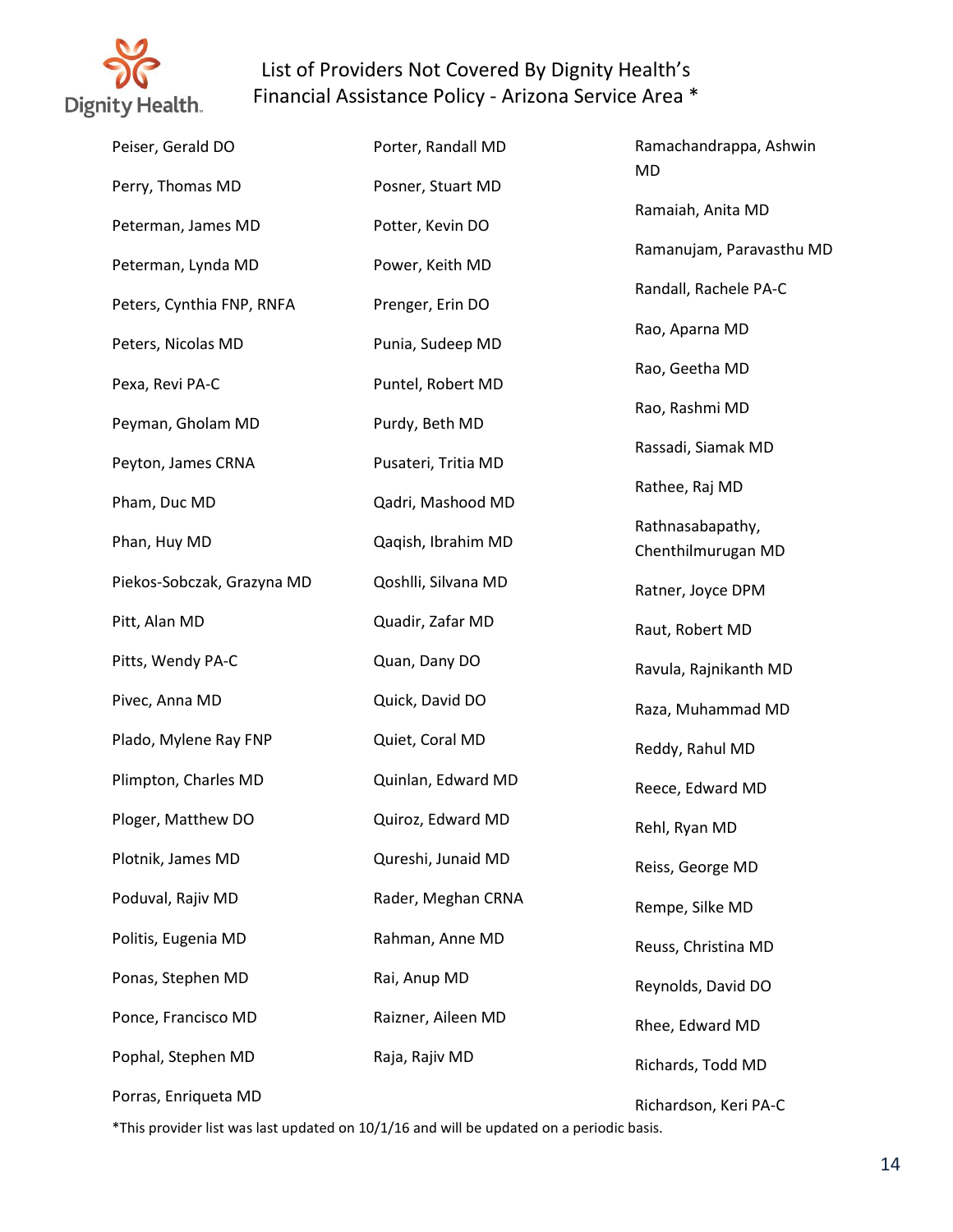# List of Providers Not Covered By Dignity Health's Financial Assistance Policy - Arizona Service Area *

Peiser, Gerald DO

Perry, Thomas MD

Peterman, James MD

Peterman, Lynda MD

Peters, Cynthia FNP, RNFA

Peters, Nicolas MD

Pexa, Revi PA-C

Peyman, Gholam MD

Peyton, James CRNA

Pham, Duc MD

Phan, Huy MD

Piekos-Sobczak, Grazyna MD

Pitt, Alan MD

Pitts, Wendy PA-C

Pivec, Anna MD

Plado, Mylene Ray FNP

Plimpton, Charles MD

Ploger, Matthew DO

Plotnik, James MD

Poduval, Rajiv MD

Politis, Eugenia MD

Ponas, Stephen MD

Ponce, Francisco MD

Pophal, Stephen MD

Porras, Enriqueta MD

Porter, Randall MD

Posner, Stuart MD

Potter, Kevin DO

Power, Keith MD

Prenger, Erin DO

Punia, Sudeep MD

Puntel, Robert MD

Purdy, Beth MD

Pusateri, Tritia MD

Qadri, Mashood MD

Qaqish, Ibrahim MD

Qoshlli, Silvana MD

Quadir, Zafar MD

Quan, Dany DO

Quick, David DO

Quiet, Coral MD

Quinlan, Edward MD

Quiroz, Edward MD

Qureshi, Junaid MD

Rader, Meghan CRNA

Rahman, Anne MD

Rai, Anup MD

Raizner, Aileen MD

Raja, Rajiv MD

Ramachandrappa, Ashwin MD

Ramaiah, Anita MD

Ramanujam, Paravasthu MD

Randall, Rachele PA-C

Rao, Aparna MD

Rao, Geetha MD

Rao, Rashmi MD

Rassadi, Siamak MD

Rathee, Raj MD

Rathnasabapathy, Chenthilmurugan MD

Ratner, Joyce DPM

Raut, Robert MD

Ravula, Rajnikanth MD

Raza, Muhammad MD

Reddy, Rahul MD

Reece, Edward MD

Rehl, Ryan MD

Reiss, George MD

Rempe, Silke MD

Reuss, Christina MD

Reynolds, David DO

Rhee, Edward MD

Richards, Todd MD

Richardson, Keri PA-C

*This provider list was last updated on 10/1/16 and will be updated on a periodic basis.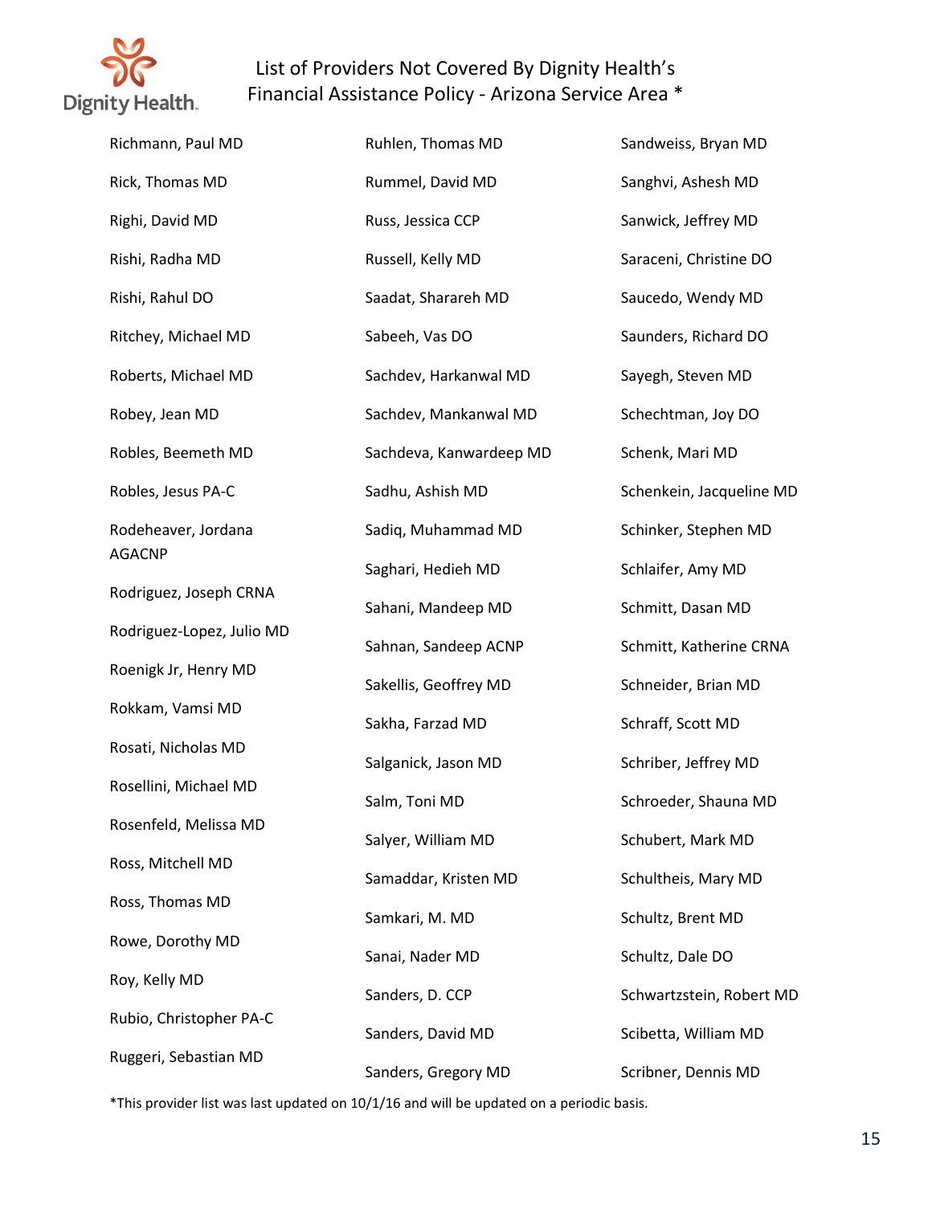# List of Providers Not Covered By Dignity Health's Financial Assistance Policy - Arizona Service Area *

Richmann, Paul MD

Rick, Thomas MD

Righi, David MD

Rishi, Radha MD

Rishi, Rahul DO

Ritchey, Michael MD

Roberts, Michael MD

Robey, Jean MD

Robles, Beemeth MD

Robles, Jesus PA-C

Rodeheaver, Jordana AGACNP

Rodriguez, Joseph CRNA

Rodriguez-Lopez, Julio MD

Roenigk Jr, Henry MD

Rokkam, Vamsi MD

Rosati, Nicholas MD

Rosellini, Michael MD

Rosenfeld, Melissa MD

Ross, Mitchell MD

Ross, Thomas MD

Rowe, Dorothy MD

Roy, Kelly MD

Rubio, Christopher PA-C

Ruggeri, Sebastian MD

Ruhlen, Thomas MD

Rummel, David MD

Russ, Jessica CCP

Russell, Kelly MD

Saadat, Sharareh MD

Sabeeh, Vas DO

Sachdev, Harkanwal MD

Sachdev, Mankanwal MD

Sachdeva, Kanwardeep MD

Sadhu, Ashish MD

Sadiq, Muhammad MD

Saghari, Hedieh MD

Sahani, Mandeep MD

Sahnan, Sandeep ACNP

Sakellis, Geoffrey MD

Sakha, Farzad MD

Salganick, Jason MD

Salm, Toni MD

Salyer, William MD

Samaddar, Kristen MD

Samkari, M. MD

Sanai, Nader MD

Sanders, D. CCP

Sanders, David MD

Sanders, Gregory MD

Sandweiss, Bryan MD

Sanghvi, Ashesh MD

Sanwick, Jeffrey MD

Saraceni, Christine DO

Saucedo, Wendy MD

Saunders, Richard DO

Sayegh, Steven MD

Schechtman, Joy DO

Schenk, Mari MD

Schenkein, Jacqueline MD

Schinker, Stephen MD

Schlaifer, Amy MD

Schmitt, Dasan MD

Schmitt, Katherine CRNA

Schneider, Brian MD

Schraff, Scott MD

Schriber, Jeffrey MD

Schroeder, Shauna MD

Schubert, Mark MD

Schultheis, Mary MD

Schultz, Brent MD

Schultz, Dale DO

Schwartzstein, Robert MD

Scibetta, William MD

Scribner, Dennis MD

*This provider list was last updated on 10/1/16 and will be updated on a periodic basis.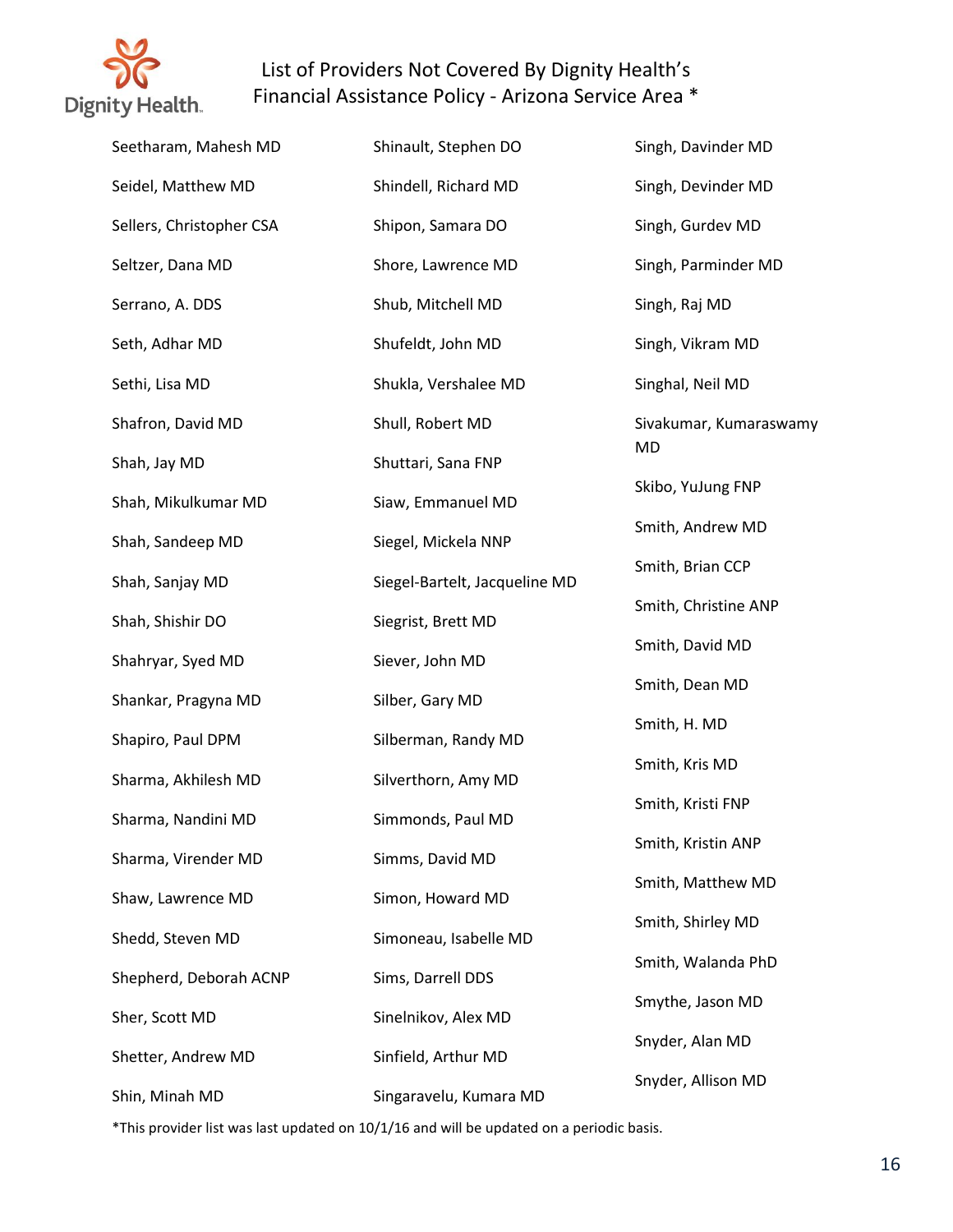List of Providers Not Covered By Dignity Health's Financial Assistance Policy - Arizona Service Area *

Seetharam, Mahesh MD

Seidel, Matthew MD

Sellers, Christopher CSA

Seltzer, Dana MD

Serrano, A. DDS

Seth, Adhar MD

Sethi, Lisa MD

Shafron, David MD

Shah, Jay MD

Shah, Mikulkumar MD

Shah, Sandeep MD

Shah, Sanjay MD

Shah, Shishir DO

Shahryar, Syed MD

Shankar, Pragyna MD

Shapiro, Paul DPM

Sharma, Akhilesh MD

Sharma, Nandini MD

Sharma, Virender MD

Shaw, Lawrence MD

Shedd, Steven MD

Shepherd, Deborah ACNP

Sher, Scott MD

Shetter, Andrew MD

Shin, Minah MD

Shinault, Stephen DO

Shindell, Richard MD

Shipon, Samara DO

Shore, Lawrence MD

Shub, Mitchell MD

Shufeldt, John MD

Shukla, Vershalee MD

Shull, Robert MD

Shuttari, Sana FNP

Siaw, Emmanuel MD

Siegel, Mickela NNP

Siegel-Bartelt, Jacqueline MD

Siegrist, Brett MD

Siever, John MD

Silber, Gary MD

Silberman, Randy MD

Silverthorn, Amy MD

Simmonds, Paul MD

Simms, David MD

Simon, Howard MD

Simoneau, Isabelle MD

Sims, Darrell DDS

Sinelnikov, Alex MD

Sinfield, Arthur MD

Singaravelu, Kumara MD

Singh, Davinder MD

Singh, Devinder MD

Singh, Gurdev MD

Singh, Parminder MD

Singh, Raj MD

Singh, Vikram MD

Singhal, Neil MD

Sivakumar, Kumaraswamy MD

Skibo, YuJung FNP

Smith, Andrew MD

Smith, Brian CCP

Smith, Christine ANP

Smith, David MD

Smith, Dean MD

Smith, H. MD

Smith, Kris MD

Smith, Kristi FNP

Smith, Kristin ANP

Smith, Matthew MD

Smith, Shirley MD

Smith, Walanda PhD

Smythe, Jason MD

Snyder, Alan MD

Snyder, Allison MD

*This provider list was last updated on 10/1/16 and will be updated on a periodic basis.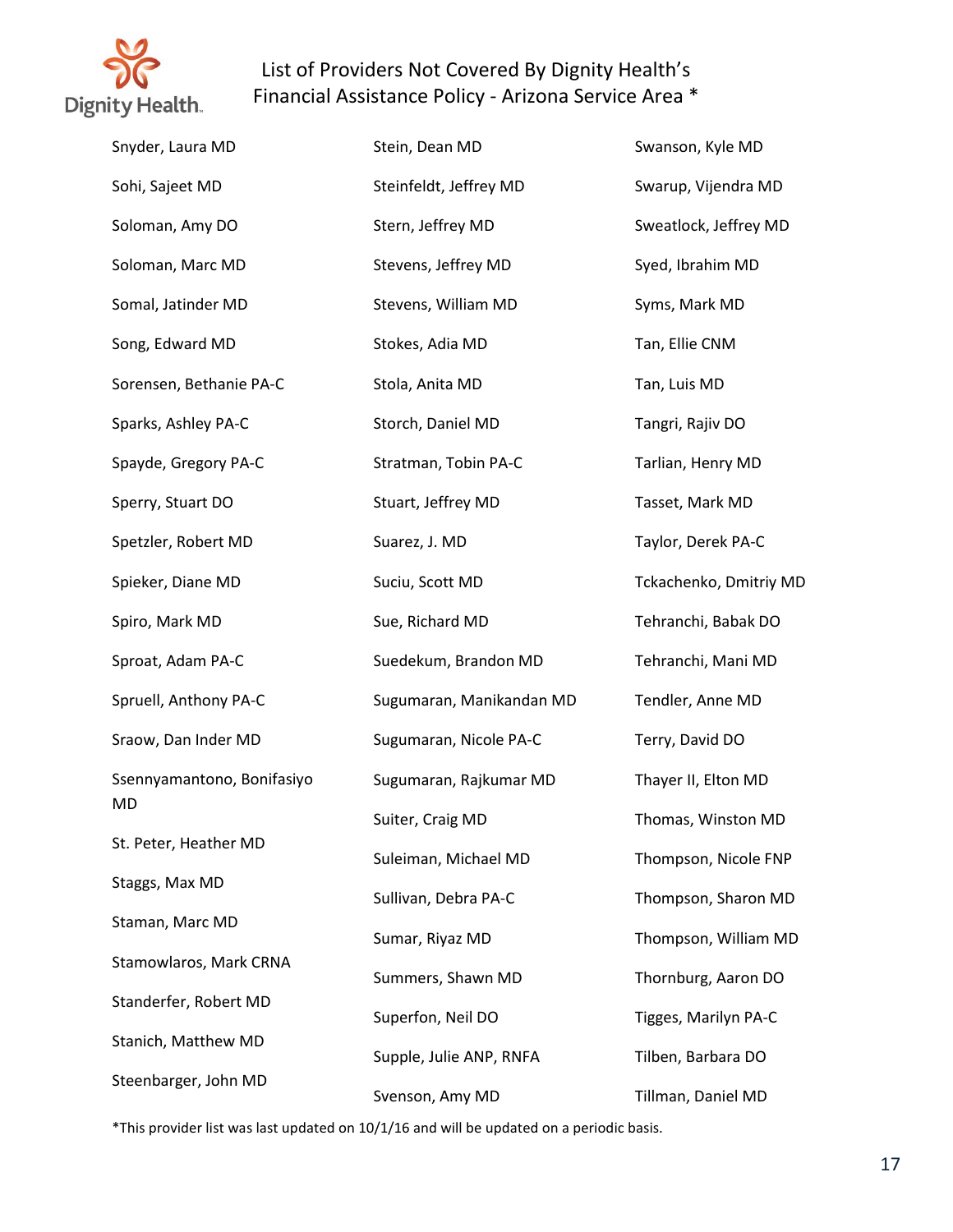# List of Providers Not Covered By Dignity Health's Financial Assistance Policy - Arizona Service Area *

Snyder, Laura MD

Sohi, Sajeet MD

Soloman, Amy DO

Soloman, Marc MD

Somal, Jatinder MD

Song, Edward MD

Sorensen, Bethanie PA-C

Sparks, Ashley PA-C

Spayde, Gregory PA-C

Sperry, Stuart DO

Spetzler, Robert MD

Spieker, Diane MD

Spiro, Mark MD

Sproat, Adam PA-C

Spruell, Anthony PA-C

Sraow, Dan Inder MD

Ssennyamantono, Bonifasiyo MD

St. Peter, Heather MD

Staggs, Max MD

Staman, Marc MD

Stamowlaros, Mark CRNA

Standerfer, Robert MD

Stanich, Matthew MD

Steenbarger, John MD

Stein, Dean MD

Steinfeldt, Jeffrey MD

Stern, Jeffrey MD

Stevens, Jeffrey MD

Stevens, William MD

Stokes, Adia MD

Stola, Anita MD

Storch, Daniel MD

Stratman, Tobin PA-C

Stuart, Jeffrey MD

Suarez, J. MD

Suciu, Scott MD

Sue, Richard MD

Suedekum, Brandon MD

Sugumaran, Manikandan MD

Sugumaran, Nicole PA-C

Sugumaran, Rajkumar MD

Suiter, Craig MD

Suleiman, Michael MD

Sullivan, Debra PA-C

Sumar, Riyaz MD

Summers, Shawn MD

Superfon, Neil DO

Supple, Julie ANP, RNFA

Svenson, Amy MD

Swanson, Kyle MD

Swarup, Vijendra MD

Sweatlock, Jeffrey MD

Syed, Ibrahim MD

Syms, Mark MD

Tan, Ellie CNM

Tan, Luis MD

Tangri, Rajiv DO

Tarlian, Henry MD

Tasset, Mark MD

Taylor, Derek PA-C

Tckachenko, Dmitriy MD

Tehranchi, Babak DO

Tehranchi, Mani MD

Tendler, Anne MD

Terry, David DO

Thayer II, Elton MD

Thomas, Winston MD

Thompson, Nicole FNP

Thompson, Sharon MD

Thompson, William MD

Thornburg, Aaron DO

Tigges, Marilyn PA-C

Tilben, Barbara DO

Tillman, Daniel MD

*This provider list was last updated on 10/1/16 and will be updated on a periodic basis.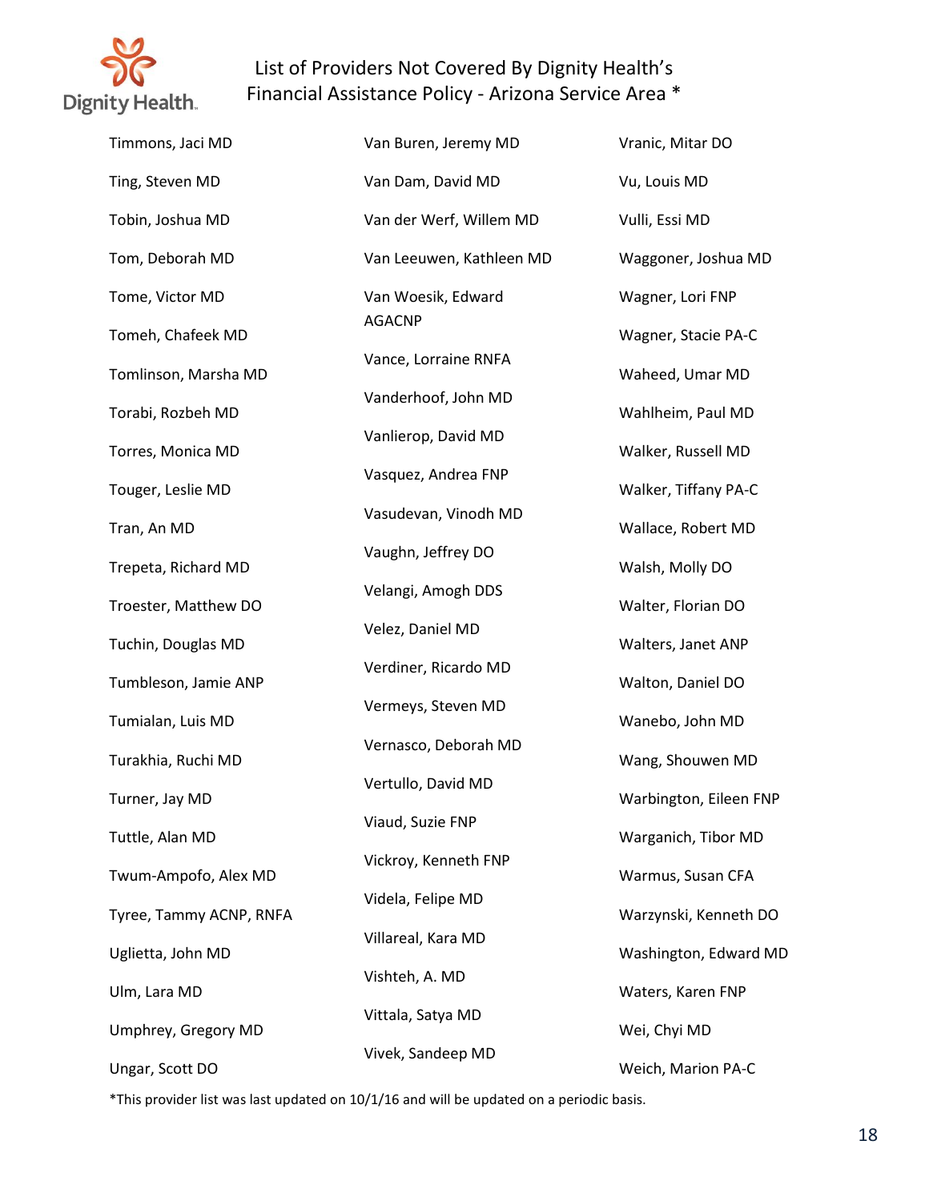# List of Providers Not Covered By Dignity Health's Financial Assistance Policy - Arizona Service Area *

Timmons, Jaci MD

Ting, Steven MD

Tobin, Joshua MD

Tom, Deborah MD

Tome, Victor MD

Tomeh, Chafeek MD

Tomlinson, Marsha MD

Torabi, Rozbeh MD

Torres, Monica MD

Touger, Leslie MD

Tran, An MD

Trepeta, Richard MD

Troester, Matthew DO

Tuchin, Douglas MD

Tumbleson, Jamie ANP

Tumialan, Luis MD

Turakhia, Ruchi MD

Turner, Jay MD

Tuttle, Alan MD

Twum-Ampofo, Alex MD

Tyree, Tammy ACNP, RNFA

Uglietta, John MD

Ulm, Lara MD

Umphrey, Gregory MD

Ungar, Scott DO

Van Buren, Jeremy MD

Van Dam, David MD

Van der Werf, Willem MD

Van Leeuwen, Kathleen MD

Van Woesik, Edward AGACNP

Vance, Lorraine RNFA

Vanderhoof, John MD

Vanlierop, David MD

Vasquez, Andrea FNP

Vasudevan, Vinodh MD

Vaughn, Jeffrey DO

Velangi, Amogh DDS

Velez, Daniel MD

Verdiner, Ricardo MD

Vermeys, Steven MD

Vernasco, Deborah MD

Vertullo, David MD

Viaud, Suzie FNP

Vickroy, Kenneth FNP

Videla, Felipe MD

Villareal, Kara MD

Vishteh, A. MD

Vittala, Satya MD

Vivek, Sandeep MD

Vranic, Mitar DO

Vu, Louis MD

Vulli, Essi MD

Waggoner, Joshua MD

Wagner, Lori FNP

Wagner, Stacie PA-C

Waheed, Umar MD

Wahlheim, Paul MD

Walker, Russell MD

Walker, Tiffany PA-C

Wallace, Robert MD

Walsh, Molly DO

Walter, Florian DO

Walters, Janet ANP

Walton, Daniel DO

Wanebo, John MD

Wang, Shouwen MD

Warbington, Eileen FNP

Warganich, Tibor MD

Warmus, Susan CFA

Warzynski, Kenneth DO

Washington, Edward MD

Waters, Karen FNP

Wei, Chyi MD

Weich, Marion PA-C

*This provider list was last updated on 10/1/16 and will be updated on a periodic basis.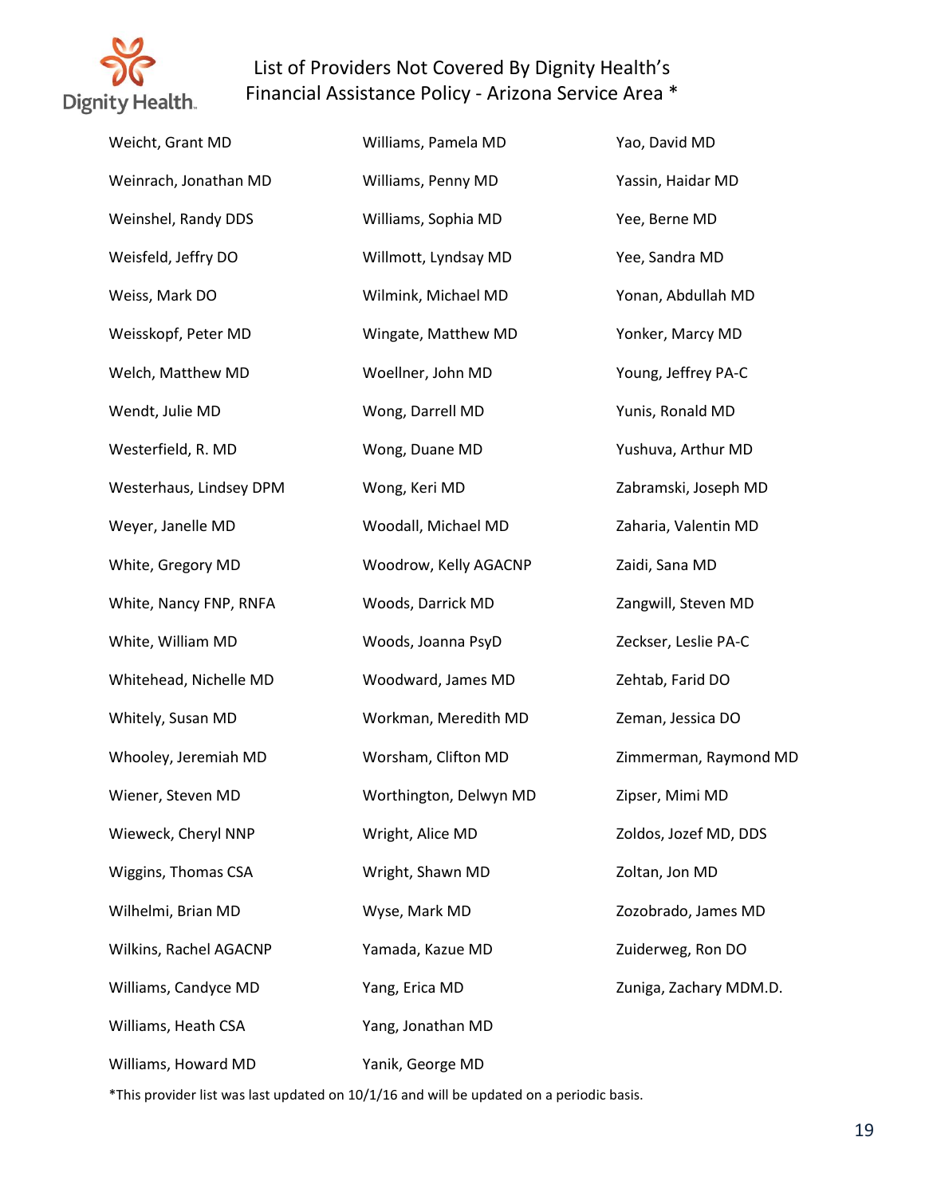List of Providers Not Covered By Dignity Health's Financial Assistance Policy - Arizona Service Area *

Weicht, Grant MD

Weinrach, Jonathan MD

Weinshel, Randy DDS

Weisfeld, Jeffry DO

Weiss, Mark DO

Weisskopf, Peter MD

Welch, Matthew MD

Wendt, Julie MD

Westerfield, R. MD

Westerhaus, Lindsey DPM

Weyer, Janelle MD

White, Gregory MD

White, Nancy FNP, RNFA

White, William MD

Whitehead, Nichelle MD

Whitely, Susan MD

Whooley, Jeremiah MD

Wiener, Steven MD

Wieweck, Cheryl NNP

Wiggins, Thomas CSA

Wilhelmi, Brian MD

Wilkins, Rachel AGACNP

Williams, Candyce MD

Williams, Heath CSA

Williams, Howard MD

Williams, Pamela MD

Williams, Penny MD

Williams, Sophia MD

Willmott, Lyndsay MD

Wilmink, Michael MD

Wingate, Matthew MD

Woellner, John MD

Wong, Darrell MD

Wong, Duane MD

Wong, Keri MD

Woodall, Michael MD

Woodrow, Kelly AGACNP

Woods, Darrick MD

Woods, Joanna PsyD

Woodward, James MD

Workman, Meredith MD

Worsham, Clifton MD

Worthington, Delwyn MD

Wright, Alice MD

Wright, Shawn MD

Wyse, Mark MD

Yamada, Kazue MD

Yang, Erica MD

Yang, Jonathan MD

Yanik, George MD

Yao, David MD

Yassin, Haidar MD

Yee, Berne MD

Yee, Sandra MD

Yonan, Abdullah MD

Yonker, Marcy MD

Young, Jeffrey PA-C

Yunis, Ronald MD

Yushuva, Arthur MD

Zabramski, Joseph MD

Zaharia, Valentin MD

Zaidi, Sana MD

Zangwill, Steven MD

Zeckser, Leslie PA-C

Zehtab, Farid DO

Zeman, Jessica DO

Zimmerman, Raymond MD

Zipser, Mimi MD

Zoldos, Jozef MD, DDS

Zoltan, Jon MD

Zozobrado, James MD

Zuiderweg, Ron DO

Zuniga, Zachary MDM.D.

*This provider list was last updated on 10/1/16 and will be updated on a periodic basis.